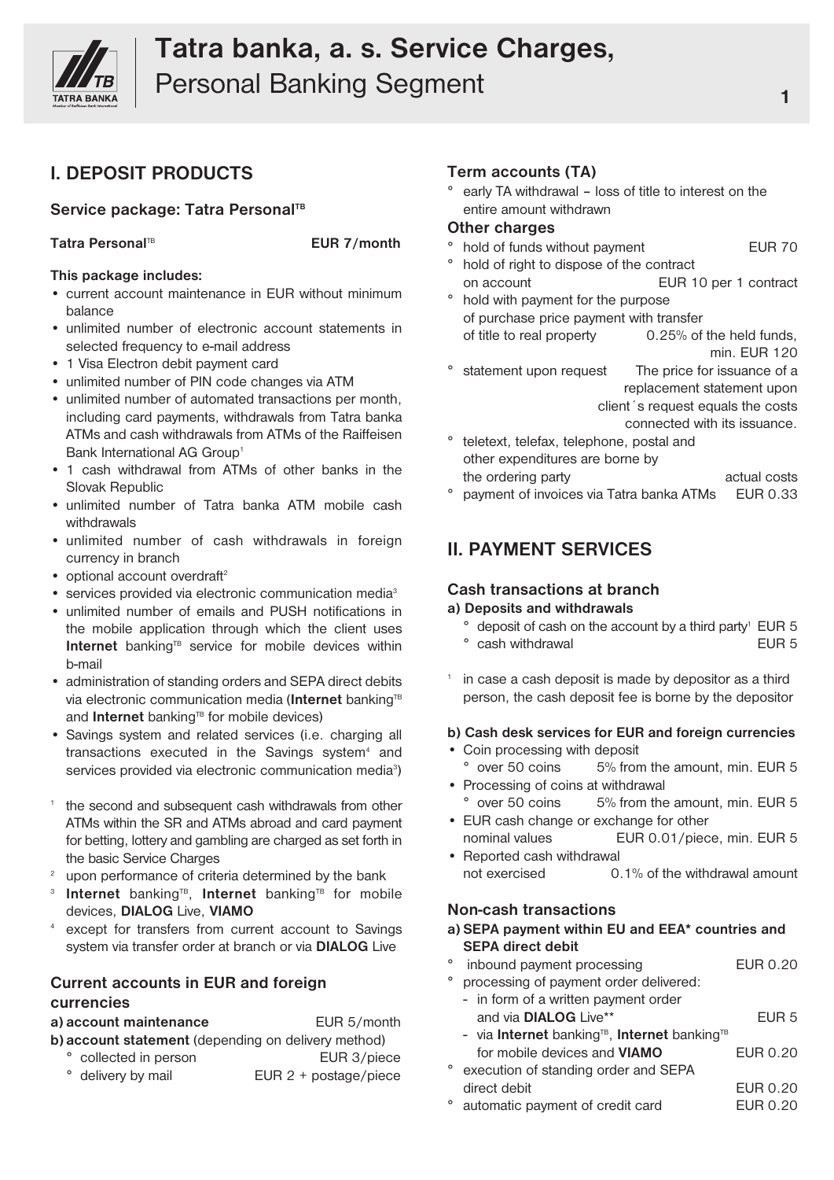# Tatra banka, a. s. Service Charges, Personal Banking Segment

## I. DEPOSIT PRODUCTS

### Service package: Tatra Personal[TB]

**Tatra Personal**[TB] **EUR 7/month**

**This package includes:**

- current account maintenance in EUR without minimum balance
- unlimited number of electronic account statements in selected frequency to e-mail address
- 1 Visa Electron debit payment card
- unlimited number of PIN code changes via ATM
- unlimited number of automated transactions per month, including card payments, withdrawals from Tatra banka ATMs and cash withdrawals from ATMs of the Raiffeisen Bank International AG Group[1]
- 1 cash withdrawal from ATMs of other banks in the Slovak Republic
- unlimited number of Tatra banka ATM mobile cash withdrawals
- unlimited number of cash withdrawals in foreign currency in branch
- optional account overdraft[2]
- services provided via electronic communication media[3]
- unlimited number of emails and PUSH notifications in the mobile application through which the client uses **Internet** banking[TB] service for mobile devices within b-mail
- administration of standing orders and SEPA direct debits via electronic communication media (**Internet** banking[TB] and **Internet** banking[TB] for mobile devices)
- Savings system and related services (i.e. charging all transactions executed in the Savings system[4] and services provided via electronic communication media[3])

[1] the second and subsequent cash withdrawals from other ATMs within the SR and ATMs abroad and card payment for betting, lottery and gambling are charged as set forth in the basic Service Charges

[2] upon performance of criteria determined by the bank

[3] **Internet** banking[TB], **Internet** banking[TB] for mobile devices, **DIALOG** Live, **VIAMO**

[4] except for transfers from current account to Savings system via transfer order at branch or via **DIALOG** Live

### Current accounts in EUR and foreign currencies

**a) account maintenance** EUR 5/month

**b) account statement** (depending on delivery method)

- collected in person EUR 3/piece
- delivery by mail EUR 2 + postage/piece

### Term accounts (TA)

- early TA withdrawal – loss of title to interest on the entire amount withdrawn

### Other charges

- hold of funds without payment EUR 70
- hold of right to dispose of the contract on account EUR 10 per 1 contract
- hold with payment for the purpose of purchase price payment with transfer of title to real property 0.25% of the held funds, min. EUR 120
- statement upon request The price for issuance of a replacement statement upon client´s request equals the costs connected with its issuance.
- teletext, telefax, telephone, postal and other expenditures are borne by the ordering party actual costs
- payment of invoices via Tatra banka ATMs EUR 0.33

## II. PAYMENT SERVICES

### Cash transactions at branch

**a) Deposits and withdrawals**

- deposit of cash on the account by a third party[1] EUR 5
- cash withdrawal EUR 5

[1] in case a cash deposit is made by depositor as a third person, the cash deposit fee is borne by the depositor

**b) Cash desk services for EUR and foreign currencies**

- Coin processing with deposit
  - over 50 coins 5% from the amount, min. EUR 5
- Processing of coins at withdrawal
  - over 50 coins 5% from the amount, min. EUR 5
- EUR cash change or exchange for other nominal values EUR 0.01/piece, min. EUR 5
- Reported cash withdrawal not exercised 0.1% of the withdrawal amount

### Non-cash transactions

**a) SEPA payment within EU and EEA* countries and SEPA direct debit**

- inbound payment processing EUR 0.20
- processing of payment order delivered:
  - in form of a written payment order and via **DIALOG** Live** EUR 5
  - via **Internet** banking[TB], **Internet** banking[TB] for mobile devices and **VIAMO** EUR 0.20
- execution of standing order and SEPA direct debit EUR 0.20
- automatic payment of credit card EUR 0.20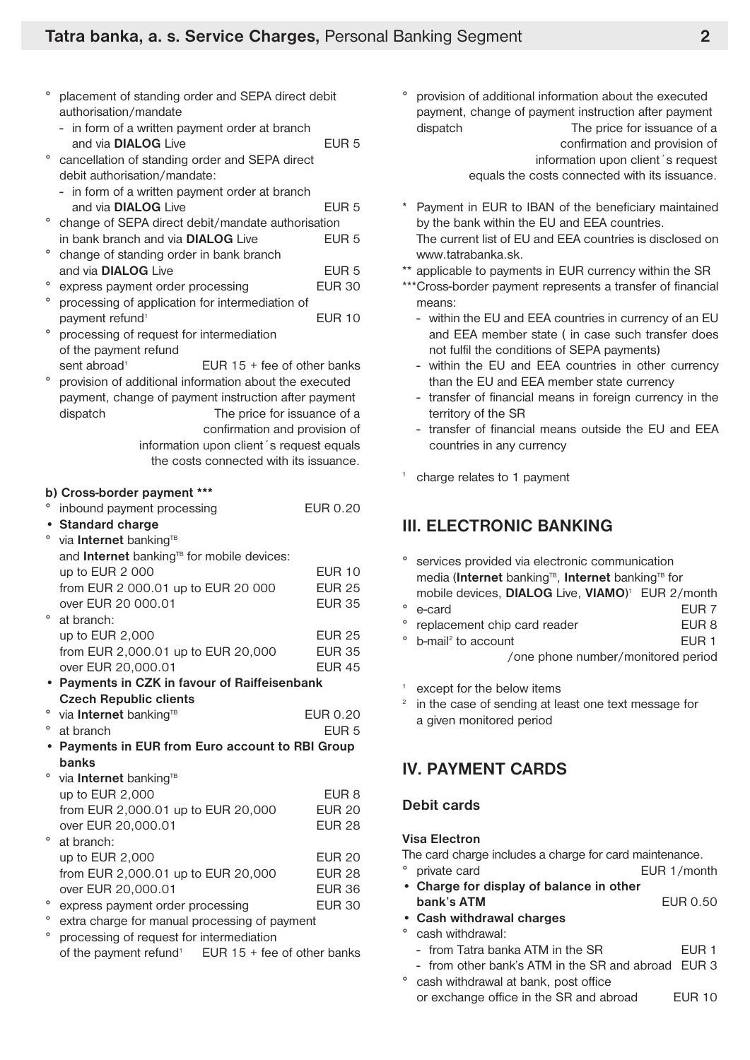- placement of standing order and SEPA direct debit authorisation/mandate
  - in form of a written payment order at branch and via **DIALOG** Live — EUR 5
- cancellation of standing order and SEPA direct debit authorisation/mandate:
  - in form of a written payment order at branch and via **DIALOG** Live — EUR 5
- change of SEPA direct debit/mandate authorisation in bank branch and via **DIALOG** Live — EUR 5
- change of standing order in bank branch and via **DIALOG** Live — EUR 5
- express payment order processing — EUR 30
- processing of application for intermediation of payment refund[1] — EUR 10
- processing of request for intermediation of the payment refund sent abroad[1] — EUR 15 + fee of other banks
- provision of additional information about the executed payment, change of payment instruction after payment dispatch — The price for issuance of a confirmation and provision of information upon client´s request equals the costs connected with its issuance.

**b) Cross-border payment \*\*\***

- inbound payment processing — EUR 0.20

**• Standard charge**

- via **Internet** banking[TB] and **Internet** banking[TB] for mobile devices:
  - up to EUR 2 000 — EUR 10
  - from EUR 2 000.01 up to EUR 20 000 — EUR 25
  - over EUR 20 000.01 — EUR 35
- at branch:
  - up to EUR 2,000 — EUR 25
  - from EUR 2,000.01 up to EUR 20,000 — EUR 35
  - over EUR 20,000.01 — EUR 45

**• Payments in CZK in favour of Raiffeisenbank Czech Republic clients**

- via **Internet** banking[TB] — EUR 0.20
- at branch — EUR 5

**• Payments in EUR from Euro account to RBI Group banks**

- via **Internet** banking[TB]
  - up to EUR 2,000 — EUR 8
  - from EUR 2,000.01 up to EUR 20,000 — EUR 20
  - over EUR 20,000.01 — EUR 28
- at branch:
  - up to EUR 2,000 — EUR 20
  - from EUR 2,000.01 up to EUR 20,000 — EUR 28
  - over EUR 20,000.01 — EUR 36
- express payment order processing — EUR 30
- extra charge for manual processing of payment
- processing of request for intermediation of the payment refund[1] — EUR 15 + fee of other banks
- provision of additional information about the executed payment, change of payment instruction after payment dispatch — The price for issuance of a confirmation and provision of information upon client´s request equals the costs connected with its issuance.

\* Payment in EUR to IBAN of the beneficiary maintained by the bank within the EU and EEA countries. The current list of EU and EEA countries is disclosed on www.tatrabanka.sk.

\*\* applicable to payments in EUR currency within the SR

\*\*\*Cross-border payment represents a transfer of financial means:

- within the EU and EEA countries in currency of an EU and EEA member state ( in case such transfer does not fulfil the conditions of SEPA payments)
- within the EU and EEA countries in other currency than the EU and EEA member state currency
- transfer of financial means in foreign currency in the territory of the SR
- transfer of financial means outside the EU and EEA countries in any currency

[1] charge relates to 1 payment

## III. ELECTRONIC BANKING

- services provided via electronic communication media (**Internet** banking[TB], **Internet** banking[TB] for mobile devices, **DIALOG** Live, **VIAMO**)[1] — EUR 2/month
- e-card — EUR 7
- replacement chip card reader — EUR 8
- b-mail[2] to account — EUR 1 /one phone number/monitored period

[1] except for the below items

[2] in the case of sending at least one text message for a given monitored period

## IV. PAYMENT CARDS

### Debit cards

**Visa Electron**

The card charge includes a charge for card maintenance.

- private card — EUR 1/month

**• Charge for display of balance in other bank's ATM** — EUR 0.50

**• Cash withdrawal charges**

- cash withdrawal:
  - from Tatra banka ATM in the SR — EUR 1
  - from other bank's ATM in the SR and abroad — EUR 3
- cash withdrawal at bank, post office or exchange office in the SR and abroad — EUR 10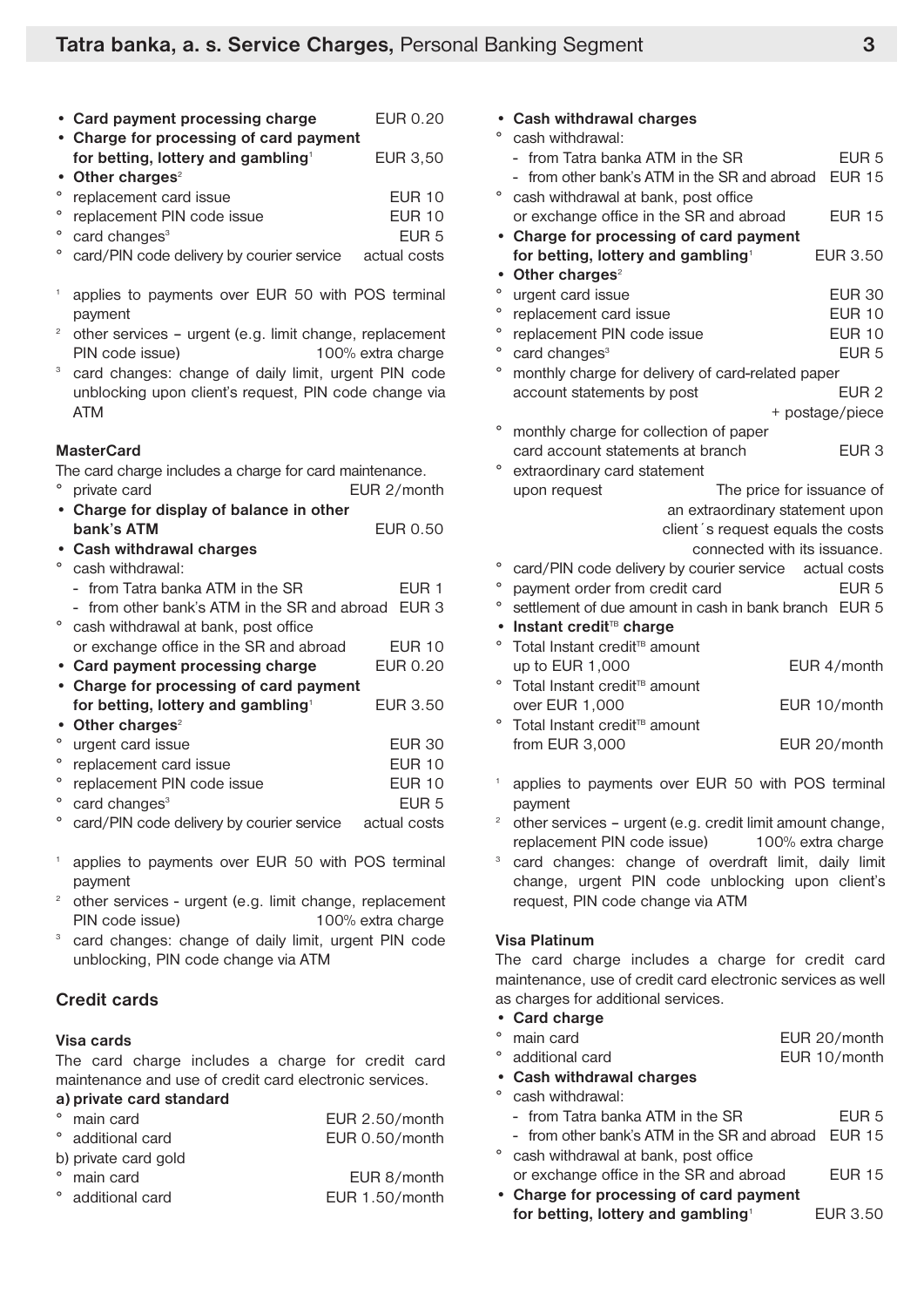- **Card payment processing charge** EUR 0.20
- **Charge for processing of card payment for betting, lottery and gambling**[1] EUR 3,50
- **Other charges**[2]
  - ° replacement card issue EUR 10
  - ° replacement PIN code issue EUR 10
  - ° card changes[3] EUR 5
  - ° card/PIN code delivery by courier service actual costs

[1] applies to payments over EUR 50 with POS terminal payment

[2] other services – urgent (e.g. limit change, replacement PIN code issue) 100% extra charge

[3] card changes: change of daily limit, urgent PIN code unblocking upon client's request, PIN code change via ATM

#### MasterCard

The card charge includes a charge for card maintenance.

- ° private card EUR 2/month
- **Charge for display of balance in other bank's ATM** EUR 0.50
- **Cash withdrawal charges**
  - ° cash withdrawal:
    - from Tatra banka ATM in the SR EUR 1
    - from other bank's ATM in the SR and abroad EUR 3
  - ° cash withdrawal at bank, post office or exchange office in the SR and abroad EUR 10
- **Card payment processing charge** EUR 0.20
- **Charge for processing of card payment for betting, lottery and gambling**[1] EUR 3.50
- **Other charges**[2]
  - ° urgent card issue EUR 30
  - ° replacement card issue EUR 10
  - ° replacement PIN code issue EUR 10
  - ° card changes[3] EUR 5
  - ° card/PIN code delivery by courier service actual costs

[1] applies to payments over EUR 50 with POS terminal payment

[2] other services - urgent (e.g. limit change, replacement PIN code issue) 100% extra charge

[3] card changes: change of daily limit, urgent PIN code unblocking, PIN code change via ATM

### Credit cards

#### Visa cards

The card charge includes a charge for credit card maintenance and use of credit card electronic services.

**a) private card standard**

- ° main card EUR 2.50/month
- ° additional card EUR 0.50/month

b) private card gold

- ° main card EUR 8/month
- ° additional card EUR 1.50/month

- **Cash withdrawal charges**
  - ° cash withdrawal:
    - from Tatra banka ATM in the SR EUR 5
    - from other bank's ATM in the SR and abroad EUR 15
  - ° cash withdrawal at bank, post office or exchange office in the SR and abroad EUR 15
- **Charge for processing of card payment for betting, lottery and gambling**[1] EUR 3.50
- **Other charges**[2]
  - ° urgent card issue EUR 30
  - ° replacement card issue EUR 10
  - ° replacement PIN code issue EUR 10
  - ° card changes[3] EUR 5
  - ° monthly charge for delivery of card-related paper account statements by post EUR 2 + postage/piece
  - ° monthly charge for collection of paper card account statements at branch EUR 3
  - ° extraordinary card statement upon request — The price for issuance of an extraordinary statement upon client´s request equals the costs connected with its issuance.
  - ° card/PIN code delivery by courier service actual costs
  - ° payment order from credit card EUR 5
  - ° settlement of due amount in cash in bank branch EUR 5
- **Instant credit**[TB] **charge**
  - ° Total Instant credit[TB] amount up to EUR 1,000 EUR 4/month
  - ° Total Instant credit[TB] amount over EUR 1,000 EUR 10/month
  - ° Total Instant credit[TB] amount from EUR 3,000 EUR 20/month

[1] applies to payments over EUR 50 with POS terminal payment

[2] other services – urgent (e.g. credit limit amount change, replacement PIN code issue) 100% extra charge

[3] card changes: change of overdraft limit, daily limit change, urgent PIN code unblocking upon client's request, PIN code change via ATM

#### Visa Platinum

The card charge includes a charge for credit card maintenance, use of credit card electronic services as well as charges for additional services.

- **Card charge**
  - ° main card EUR 20/month
  - ° additional card EUR 10/month
- **Cash withdrawal charges**
  - ° cash withdrawal:
    - from Tatra banka ATM in the SR EUR 5
    - from other bank's ATM in the SR and abroad EUR 15
  - ° cash withdrawal at bank, post office or exchange office in the SR and abroad EUR 15
- **Charge for processing of card payment for betting, lottery and gambling**[1] EUR 3.50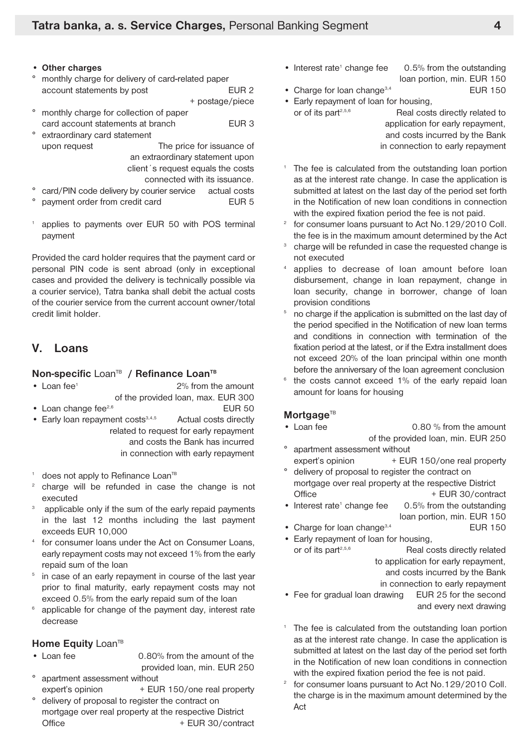- **Other charges**
  - monthly charge for delivery of card-related paper account statements by post — EUR 2 + postage/piece
  - monthly charge for collection of paper card account statements at branch — EUR 3
  - extraordinary card statement upon request — The price for issuance of an extraordinary statement upon client´s request equals the costs connected with its issuance.
  - card/PIN code delivery by courier service — actual costs
  - payment order from credit card — EUR 5

[1] applies to payments over EUR 50 with POS terminal payment

Provided the card holder requires that the payment card or personal PIN code is sent abroad (only in exceptional cases and provided the delivery is technically possible via a courier service), Tatra banka shall debit the actual costs of the courier service from the current account owner/total credit limit holder.

## V. Loans

### Non-specific Loan[TB] / Refinance Loan[TB]

- Loan fee[1] — 2% from the amount of the provided loan, max. EUR 300
- Loan change fee[2,6] — EUR 50
- Early loan repayment costs[3,4,5] — Actual costs directly related to request for early repayment and costs the Bank has incurred in connection with early repayment

[1] does not apply to Refinance Loan[TB]

[2] charge will be refunded in case the change is not executed

[3] applicable only if the sum of the early repaid payments in the last 12 months including the last payment exceeds EUR 10,000

[4] for consumer loans under the Act on Consumer Loans, early repayment costs may not exceed 1% from the early repaid sum of the loan

[5] in case of an early repayment in course of the last year prior to final maturity, early repayment costs may not exceed 0.5% from the early repaid sum of the loan

[6] applicable for change of the payment day, interest rate decrease

### Home Equity Loan[TB]

- Loan fee — 0.80% from the amount of the provided loan, min. EUR 250
  - apartment assessment without expert's opinion — + EUR 150/one real property
  - delivery of proposal to register the contract on mortgage over real property at the respective District Office — + EUR 30/contract
- Interest rate[1] change fee — 0.5% from the outstanding loan portion, min. EUR 150
- Charge for loan change[3,4] — EUR 150
- Early repayment of loan for housing, or of its part[2,5,6] — Real costs directly related to application for early repayment, and costs incurred by the Bank in connection to early repayment

[1] The fee is calculated from the outstanding loan portion as at the interest rate change. In case the application is submitted at latest on the last day of the period set forth in the Notification of new loan conditions in connection with the expired fixation period the fee is not paid.

[2] for consumer loans pursuant to Act No.129/2010 Coll. the fee is in the maximum amount determined by the Act

[3] charge will be refunded in case the requested change is not executed

[4] applies to decrease of loan amount before loan disbursement, change in loan repayment, change in loan security, change in borrower, change of loan provision conditions

[5] no charge if the application is submitted on the last day of the period specified in the Notification of new loan terms and conditions in connection with termination of the fixation period at the latest, or if the Extra installment does not exceed 20% of the loan principal within one month before the anniversary of the loan agreement conclusion

[6] the costs cannot exceed 1% of the early repaid loan amount for loans for housing

### Mortgage[TB]

- Loan fee — 0.80 % from the amount of the provided loan, min. EUR 250
  - apartment assessment without expert's opinion — + EUR 150/one real property
  - delivery of proposal to register the contract on mortgage over real property at the respective District Office — + EUR 30/contract
- Interest rate[1] change fee — 0.5% from the outstanding loan portion, min. EUR 150
- Charge for loan change[3,4] — EUR 150
- Early repayment of loan for housing, or of its part[2,5,6] — Real costs directly related to application for early repayment, and costs incurred by the Bank in connection to early repayment
- Fee for gradual loan drawing — EUR 25 for the second and every next drawing

[1] The fee is calculated from the outstanding loan portion as at the interest rate change. In case the application is submitted at latest on the last day of the period set forth in the Notification of new loan conditions in connection with the expired fixation period the fee is not paid.

[2] for consumer loans pursuant to Act No.129/2010 Coll. the charge is in the maximum amount determined by the Act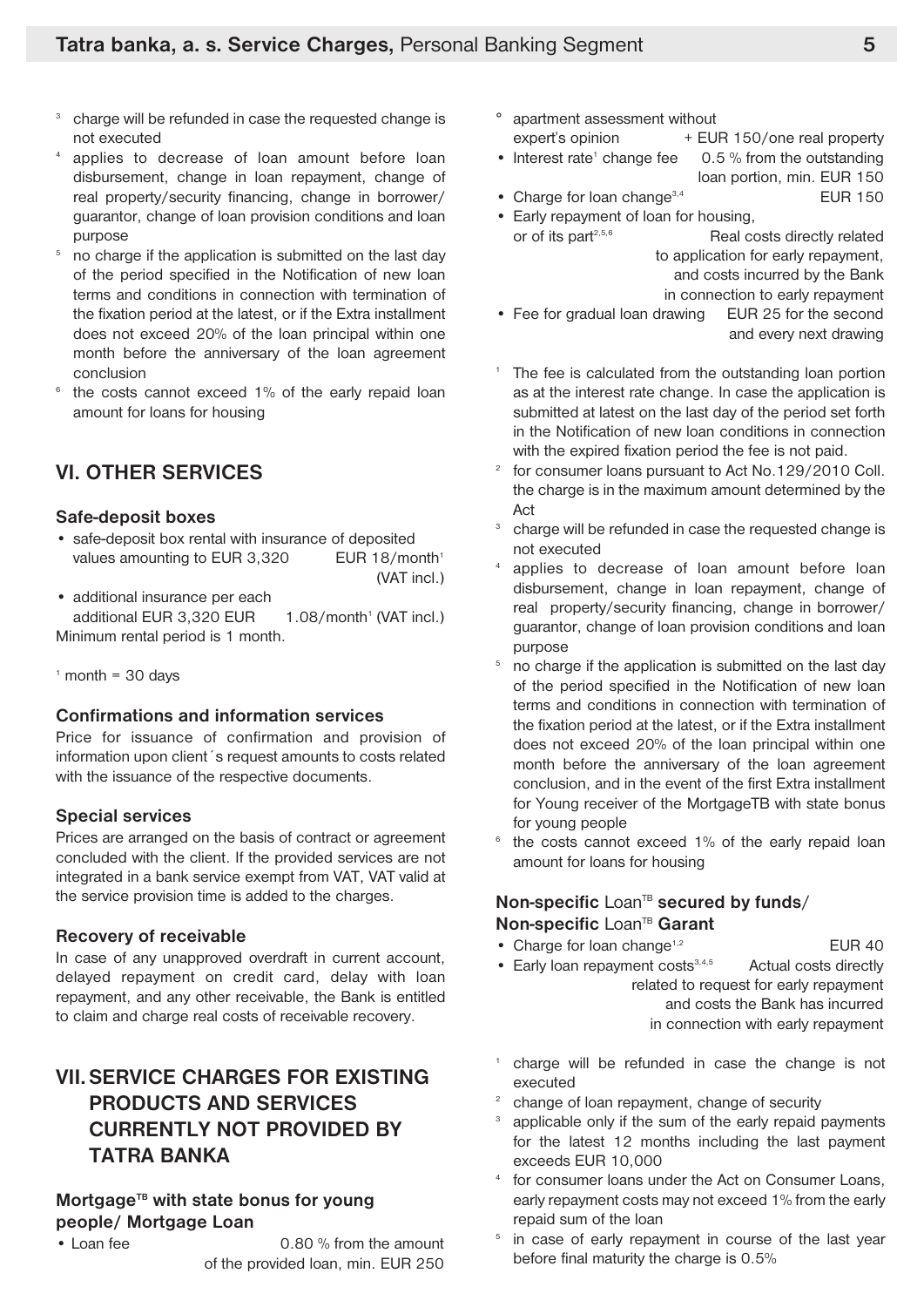[3] charge will be refunded in case the requested change is not executed

[4] applies to decrease of loan amount before loan disbursement, change in loan repayment, change of real property/security financing, change in borrower/guarantor, change of loan provision conditions and loan purpose

[5] no charge if the application is submitted on the last day of the period specified in the Notification of new loan terms and conditions in connection with termination of the fixation period at the latest, or if the Extra installment does not exceed 20% of the loan principal within one month before the anniversary of the loan agreement conclusion

[6] the costs cannot exceed 1% of the early repaid loan amount for loans for housing

## VI. OTHER SERVICES

### Safe-deposit boxes

- safe-deposit box rental with insurance of deposited values amounting to EUR 3,320 — EUR 18/month[1] (VAT incl.)
- additional insurance per each additional EUR 3,320 EUR — 1.08/month[1] (VAT incl.)

Minimum rental period is 1 month.

[1] month = 30 days

### Confirmations and information services

Price for issuance of confirmation and provision of information upon client´s request amounts to costs related with the issuance of the respective documents.

### Special services

Prices are arranged on the basis of contract or agreement concluded with the client. If the provided services are not integrated in a bank service exempt from VAT, VAT valid at the service provision time is added to the charges.

### Recovery of receivable

In case of any unapproved overdraft in current account, delayed repayment on credit card, delay with loan repayment, and any other receivable, the Bank is entitled to claim and charge real costs of receivable recovery.

## VII. SERVICE CHARGES FOR EXISTING PRODUCTS AND SERVICES CURRENTLY NOT PROVIDED BY TATRA BANKA

### Mortgage[TB] with state bonus for young people/ Mortgage Loan

- Loan fee — 0.80 % from the amount of the provided loan, min. EUR 250
  - apartment assessment without expert's opinion — + EUR 150/one real property
- Interest rate[1] change fee — 0.5 % from the outstanding loan portion, min. EUR 150
- Charge for loan change[3,4] — EUR 150
- Early repayment of loan for housing, or of its part[2,5,6] — Real costs directly related to application for early repayment, and costs incurred by the Bank in connection to early repayment
- Fee for gradual loan drawing — EUR 25 for the second and every next drawing

[1] The fee is calculated from the outstanding loan portion as at the interest rate change. In case the application is submitted at latest on the last day of the period set forth in the Notification of new loan conditions in connection with the expired fixation period the fee is not paid.

[2] for consumer loans pursuant to Act No.129/2010 Coll. the charge is in the maximum amount determined by the Act

[3] charge will be refunded in case the requested change is not executed

[4] applies to decrease of loan amount before loan disbursement, change in loan repayment, change of real property/security financing, change in borrower/guarantor, change of loan provision conditions and loan purpose

[5] no charge if the application is submitted on the last day of the period specified in the Notification of new loan terms and conditions in connection with termination of the fixation period at the latest, or if the Extra installment does not exceed 20% of the loan principal within one month before the anniversary of the loan agreement conclusion, and in the event of the first Extra installment for Young receiver of the MortgageTB with state bonus for young people

[6] the costs cannot exceed 1% of the early repaid loan amount for loans for housing

### Non-specific Loan[TB] secured by funds/ Non-specific Loan[TB] Garant

- Charge for loan change[1,2] — EUR 40
- Early loan repayment costs[3,4,5] — Actual costs directly related to request for early repayment and costs the Bank has incurred in connection with early repayment

[1] charge will be refunded in case the change is not executed

[2] change of loan repayment, change of security

[3] applicable only if the sum of the early repaid payments for the latest 12 months including the last payment exceeds EUR 10,000

[4] for consumer loans under the Act on Consumer Loans, early repayment costs may not exceed 1% from the early repaid sum of the loan

[5] in case of early repayment in course of the last year before final maturity the charge is 0.5%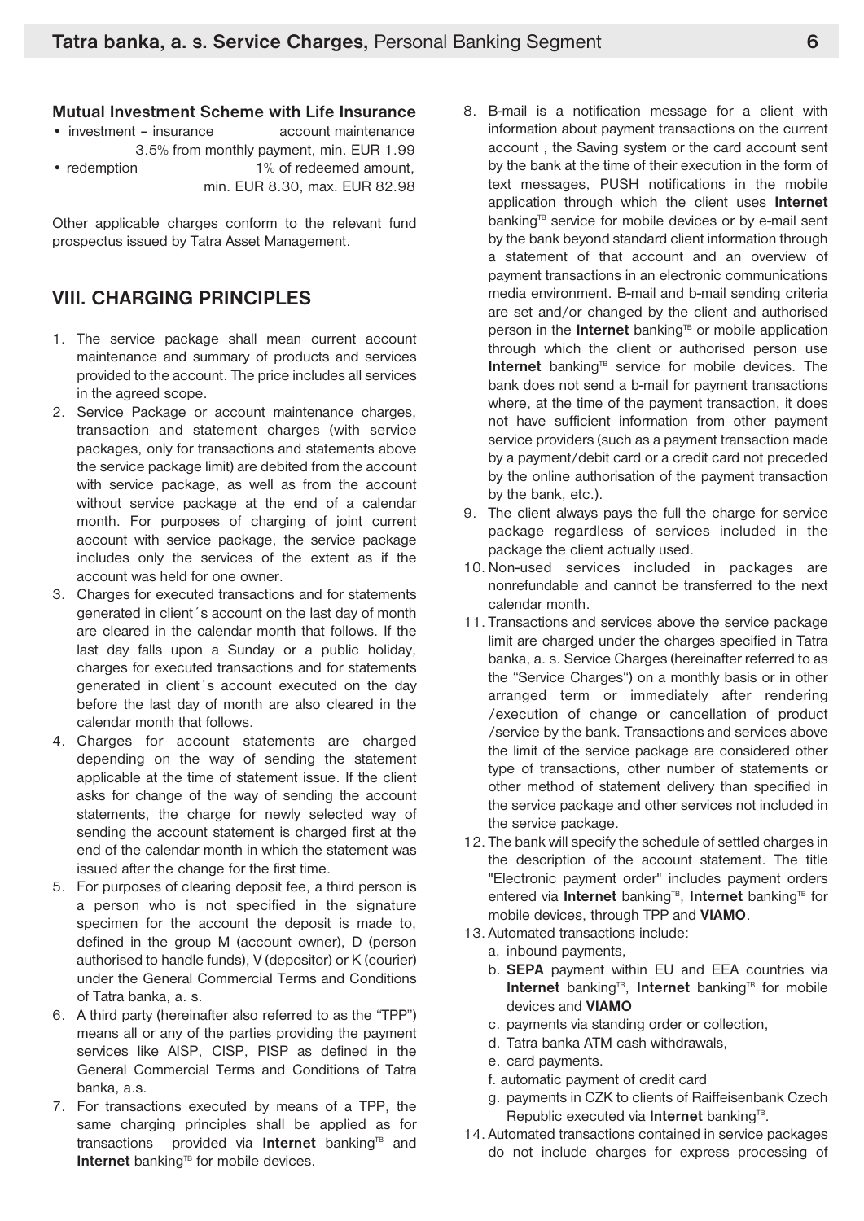### Mutual Investment Scheme with Life Insurance

- investment – insurance account maintenance 3.5% from monthly payment, min. EUR 1.99
- redemption 1% of redeemed amount, min. EUR 8.30, max. EUR 82.98

Other applicable charges conform to the relevant fund prospectus issued by Tatra Asset Management.

## VIII. CHARGING PRINCIPLES

1. The service package shall mean current account maintenance and summary of products and services provided to the account. The price includes all services in the agreed scope.
2. Service Package or account maintenance charges, transaction and statement charges (with service packages, only for transactions and statements above the service package limit) are debited from the account with service package, as well as from the account without service package at the end of a calendar month. For purposes of charging of joint current account with service package, the service package includes only the services of the extent as if the account was held for one owner.
3. Charges for executed transactions and for statements generated in client´s account on the last day of month are cleared in the calendar month that follows. If the last day falls upon a Sunday or a public holiday, charges for executed transactions and for statements generated in client´s account executed on the day before the last day of month are also cleared in the calendar month that follows.
4. Charges for account statements are charged depending on the way of sending the statement applicable at the time of statement issue. If the client asks for change of the way of sending the account statements, the charge for newly selected way of sending the account statement is charged first at the end of the calendar month in which the statement was issued after the change for the first time.
5. For purposes of clearing deposit fee, a third person is a person who is not specified in the signature specimen for the account the deposit is made to, defined in the group M (account owner), D (person authorised to handle funds), V (depositor) or K (courier) under the General Commercial Terms and Conditions of Tatra banka, a. s.
6. A third party (hereinafter also referred to as the "TPP") means all or any of the parties providing the payment services like AISP, CISP, PISP as defined in the General Commercial Terms and Conditions of Tatra banka, a.s.
7. For transactions executed by means of a TPP, the same charging principles shall be applied as for transactions provided via **Internet** banking[TB] and **Internet** banking[TB] for mobile devices.
8. B-mail is a notification message for a client with information about payment transactions on the current account , the Saving system or the card account sent by the bank at the time of their execution in the form of text messages, PUSH notifications in the mobile application through which the client uses **Internet** banking[TB] service for mobile devices or by e-mail sent by the bank beyond standard client information through a statement of that account and an overview of payment transactions in an electronic communications media environment. B-mail and b-mail sending criteria are set and/or changed by the client and authorised person in the **Internet** banking[TB] or mobile application through which the client or authorised person use **Internet** banking[TB] service for mobile devices. The bank does not send a b-mail for payment transactions where, at the time of the payment transaction, it does not have sufficient information from other payment service providers (such as a payment transaction made by a payment/debit card or a credit card not preceded by the online authorisation of the payment transaction by the bank, etc.).
9. The client always pays the full the charge for service package regardless of services included in the package the client actually used.
10. Non-used services included in packages are nonrefundable and cannot be transferred to the next calendar month.
11. Transactions and services above the service package limit are charged under the charges specified in Tatra banka, a. s. Service Charges (hereinafter referred to as the "Service Charges") on a monthly basis or in other arranged term or immediately after rendering /execution of change or cancellation of product /service by the bank. Transactions and services above the limit of the service package are considered other type of transactions, other number of statements or other method of statement delivery than specified in the service package and other services not included in the service package.
12. The bank will specify the schedule of settled charges in the description of the account statement. The title "Electronic payment order" includes payment orders entered via **Internet** banking[TB], **Internet** banking[TB] for mobile devices, through TPP and **VIAMO**.
13. Automated transactions include:
    a. inbound payments,
    b. **SEPA** payment within EU and EEA countries via **Internet** banking[TB], **Internet** banking[TB] for mobile devices and **VIAMO**
    c. payments via standing order or collection,
    d. Tatra banka ATM cash withdrawals,
    e. card payments.
    f. automatic payment of credit card
    g. payments in CZK to clients of Raiffeisenbank Czech Republic executed via **Internet** banking[TB].
14. Automated transactions contained in service packages do not include charges for express processing of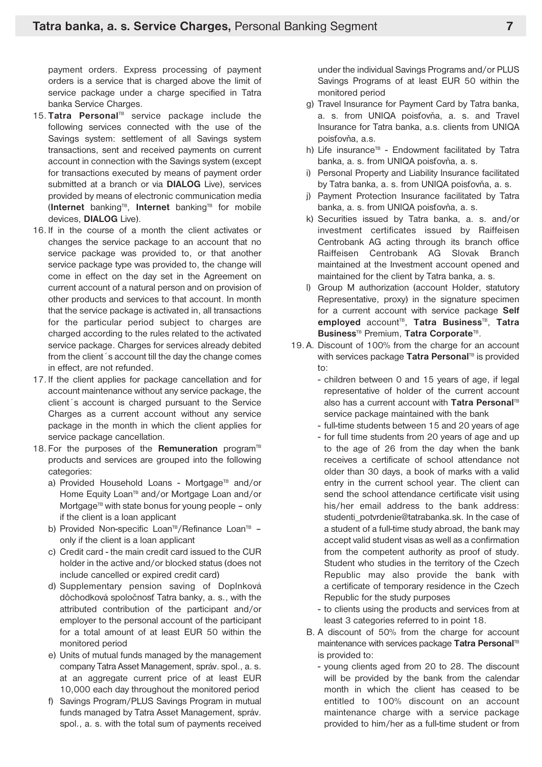payment orders. Express processing of payment orders is a service that is charged above the limit of service package under a charge specified in Tatra banka Service Charges.

15. **Tatra Personal**TB service package include the following services connected with the use of the Savings system: settlement of all Savings system transactions, sent and received payments on current account in connection with the Savings system (except for transactions executed by means of payment order submitted at a branch or via **DIALOG** Live), services provided by means of electronic communication media (**Internet** bankingTB, **Internet** bankingTB for mobile devices, **DIALOG** Live).

16. If in the course of a month the client activates or changes the service package to an account that no service package was provided to, or that another service package type was provided to, the change will come in effect on the day set in the Agreement on current account of a natural person and on provision of other products and services to that account. In month that the service package is activated in, all transactions for the particular period subject to charges are charged according to the rules related to the activated service package. Charges for services already debited from the client´s account till the day the change comes in effect, are not refunded.

17. If the client applies for package cancellation and for account maintenance without any service package, the client´s account is charged pursuant to the Service Charges as a current account without any service package in the month in which the client applies for service package cancellation.

18. For the purposes of the **Remuneration** programTB products and services are grouped into the following categories:
    a) Provided Household Loans - MortgageTB and/or Home Equity LoanTB and/or Mortgage Loan and/or MortgageTB with state bonus for young people – only if the client is a loan applicant
    b) Provided Non-specific LoanTB/Refinance LoanTB – only if the client is a loan applicant
    c) Credit card - the main credit card issued to the CUR holder in the active and/or blocked status (does not include cancelled or expired credit card)
    d) Supplementary pension saving of Doplnková dôchodková spoločnosť Tatra banky, a. s., with the attributed contribution of the participant and/or employer to the personal account of the participant for a total amount of at least EUR 50 within the monitored period
    e) Units of mutual funds managed by the management company Tatra Asset Management, správ. spol., a. s. at an aggregate current price of at least EUR 10,000 each day throughout the monitored period
    f) Savings Program/PLUS Savings Program in mutual funds managed by Tatra Asset Management, správ. spol., a. s. with the total sum of payments received under the individual Savings Programs and/or PLUS Savings Programs of at least EUR 50 within the monitored period
    g) Travel Insurance for Payment Card by Tatra banka, a. s. from UNIQA poisťovňa, a. s. and Travel Insurance for Tatra banka, a.s. clients from UNIQA poisťovňa, a.s.
    h) Life insuranceTB - Endowment facilitated by Tatra banka, a. s. from UNIQA poisťovňa, a. s.
    i) Personal Property and Liability Insurance facilitated by Tatra banka, a. s. from UNIQA poisťovňa, a. s.
    j) Payment Protection Insurance facilitated by Tatra banka, a. s. from UNIQA poisťovňa, a. s.
    k) Securities issued by Tatra banka, a. s. and/or investment certificates issued by Raiffeisen Centrobank AG acting through its branch office Raiffeisen Centrobank AG Slovak Branch maintained at the Investment account opened and maintained for the client by Tatra banka, a. s.
    l) Group M authorization (account Holder, statutory Representative, proxy) in the signature specimen for a current account with service package **Self employed** accountTB, **Tatra Business**TB, **Tatra Business**TB Premium, **Tatra Corporate**TB.

19. A. Discount of 100% from the charge for an account with services package **Tatra Personal**TB is provided to:
    - children between 0 and 15 years of age, if legal representative of holder of the current account also has a current account with **Tatra Personal**TB service package maintained with the bank
    - full-time students between 15 and 20 years of age
    - for full time students from 20 years of age and up to the age of 26 from the day when the bank receives a certificate of school attendance not older than 30 days, a book of marks with a valid entry in the current school year. The client can send the school attendance certificate visit using his/her email address to the bank address: studenti_potvrdenie@tatrabanka.sk. In the case of a student of a full-time study abroad, the bank may accept valid student visas as well as a confirmation from the competent authority as proof of study. Student who studies in the territory of the Czech Republic may also provide the bank with a certificate of temporary residence in the Czech Republic for the study purposes
    - to clients using the products and services from at least 3 categories referred to in point 18.

    B. A discount of 50% from the charge for account maintenance with services package **Tatra Personal**TB is provided to:
    - young clients aged from 20 to 28. The discount will be provided by the bank from the calendar month in which the client has ceased to be entitled to 100% discount on an account maintenance charge with a service package provided to him/her as a full-time student or from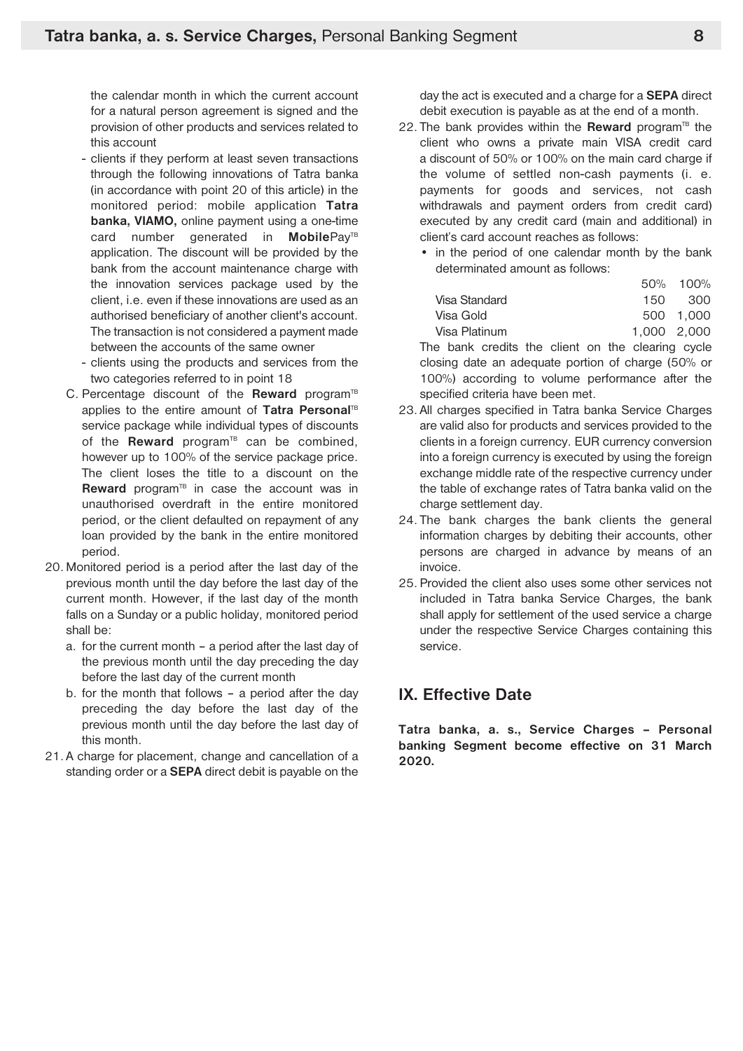the calendar month in which the current account for a natural person agreement is signed and the provision of other products and services related to this account

- clients if they perform at least seven transactions through the following innovations of Tatra banka (in accordance with point 20 of this article) in the monitored period: mobile application **Tatra banka, VIAMO,** online payment using a one-time card number generated in **Mobile**Pay[TB] application. The discount will be provided by the bank from the account maintenance charge with the innovation services package used by the client, i.e. even if these innovations are used as an authorised beneficiary of another client's account. The transaction is not considered a payment made between the accounts of the same owner
- clients using the products and services from the two categories referred to in point 18

C. Percentage discount of the **Reward** program[TB] applies to the entire amount of **Tatra Personal**[TB] service package while individual types of discounts of the **Reward** program[TB] can be combined, however up to 100% of the service package price. The client loses the title to a discount on the **Reward** program[TB] in case the account was in unauthorised overdraft in the entire monitored period, or the client defaulted on repayment of any loan provided by the bank in the entire monitored period.

20. Monitored period is a period after the last day of the previous month until the day before the last day of the current month. However, if the last day of the month falls on a Sunday or a public holiday, monitored period shall be:
    a. for the current month – a period after the last day of the previous month until the day preceding the day before the last day of the current month
    b. for the month that follows – a period after the day preceding the day before the last day of the previous month until the day before the last day of this month.
21. A charge for placement, change and cancellation of a standing order or a **SEPA** direct debit is payable on the day the act is executed and a charge for a **SEPA** direct debit execution is payable as at the end of a month.
22. The bank provides within the **Reward** program[TB] the client who owns a private main VISA credit card a discount of 50% or 100% on the main card charge if the volume of settled non-cash payments (i. e. payments for goods and services, not cash withdrawals and payment orders from credit card) executed by any credit card (main and additional) in client's card account reaches as follows:
    - in the period of one calendar month by the bank determinated amount as follows:

| | 50% | 100% |
|---|---|---|
| Visa Standard | 150 | 300 |
| Visa Gold | 500 | 1,000 |
| Visa Platinum | 1,000 | 2,000 |

The bank credits the client on the clearing cycle closing date an adequate portion of charge (50% or 100%) according to volume performance after the specified criteria have been met.

23. All charges specified in Tatra banka Service Charges are valid also for products and services provided to the clients in a foreign currency. EUR currency conversion into a foreign currency is executed by using the foreign exchange middle rate of the respective currency under the table of exchange rates of Tatra banka valid on the charge settlement day.
24. The bank charges the bank clients the general information charges by debiting their accounts, other persons are charged in advance by means of an invoice.
25. Provided the client also uses some other services not included in Tatra banka Service Charges, the bank shall apply for settlement of the used service a charge under the respective Service Charges containing this service.

## IX. Effective Date

**Tatra banka, a. s., Service Charges – Personal banking Segment become effective on 31 March 2020.**